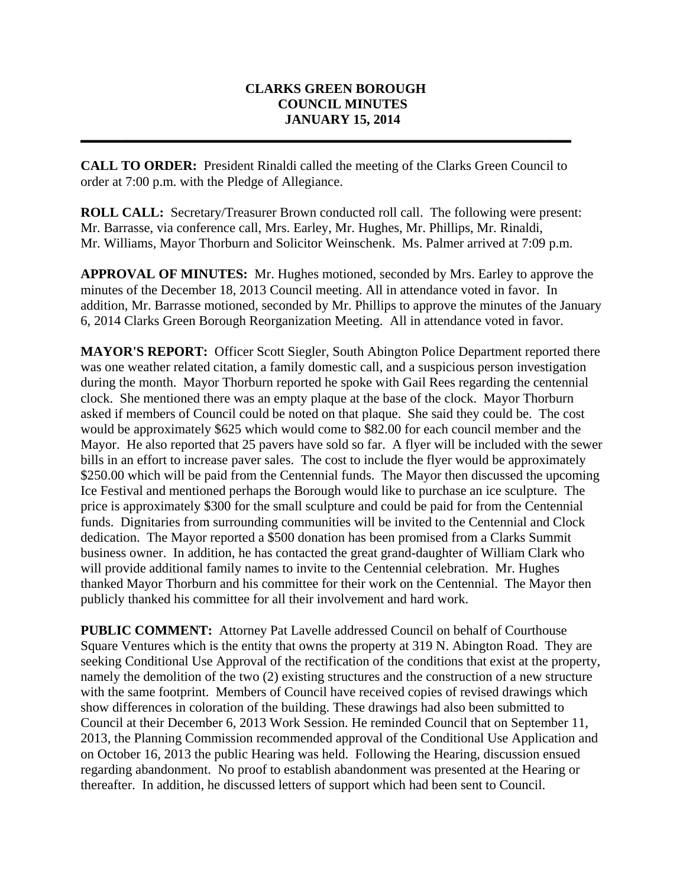# CLARKS GREEN BOROUGH
# COUNCIL MINUTES
# JANUARY 15, 2014

---

**CALL TO ORDER:** President Rinaldi called the meeting of the Clarks Green Council to order at 7:00 p.m. with the Pledge of Allegiance.

**ROLL CALL:** Secretary/Treasurer Brown conducted roll call. The following were present: Mr. Barrasse, via conference call, Mrs. Earley, Mr. Hughes, Mr. Phillips, Mr. Rinaldi, Mr. Williams, Mayor Thorburn and Solicitor Weinschenk. Ms. Palmer arrived at 7:09 p.m.

**APPROVAL OF MINUTES:** Mr. Hughes motioned, seconded by Mrs. Earley to approve the minutes of the December 18, 2013 Council meeting. All in attendance voted in favor. In addition, Mr. Barrasse motioned, seconded by Mr. Phillips to approve the minutes of the January 6, 2014 Clarks Green Borough Reorganization Meeting. All in attendance voted in favor.

**MAYOR'S REPORT:** Officer Scott Siegler, South Abington Police Department reported there was one weather related citation, a family domestic call, and a suspicious person investigation during the month. Mayor Thorburn reported he spoke with Gail Rees regarding the centennial clock. She mentioned there was an empty plaque at the base of the clock. Mayor Thorburn asked if members of Council could be noted on that plaque. She said they could be. The cost would be approximately $625 which would come to $82.00 for each council member and the Mayor. He also reported that 25 pavers have sold so far. A flyer will be included with the sewer bills in an effort to increase paver sales. The cost to include the flyer would be approximately $250.00 which will be paid from the Centennial funds. The Mayor then discussed the upcoming Ice Festival and mentioned perhaps the Borough would like to purchase an ice sculpture. The price is approximately $300 for the small sculpture and could be paid for from the Centennial funds. Dignitaries from surrounding communities will be invited to the Centennial and Clock dedication. The Mayor reported a $500 donation has been promised from a Clarks Summit business owner. In addition, he has contacted the great grand-daughter of William Clark who will provide additional family names to invite to the Centennial celebration. Mr. Hughes thanked Mayor Thorburn and his committee for their work on the Centennial. The Mayor then publicly thanked his committee for all their involvement and hard work.

**PUBLIC COMMENT:** Attorney Pat Lavelle addressed Council on behalf of Courthouse Square Ventures which is the entity that owns the property at 319 N. Abington Road. They are seeking Conditional Use Approval of the rectification of the conditions that exist at the property, namely the demolition of the two (2) existing structures and the construction of a new structure with the same footprint. Members of Council have received copies of revised drawings which show differences in coloration of the building. These drawings had also been submitted to Council at their December 6, 2013 Work Session. He reminded Council that on September 11, 2013, the Planning Commission recommended approval of the Conditional Use Application and on October 16, 2013 the public Hearing was held. Following the Hearing, discussion ensued regarding abandonment. No proof to establish abandonment was presented at the Hearing or thereafter. In addition, he discussed letters of support which had been sent to Council.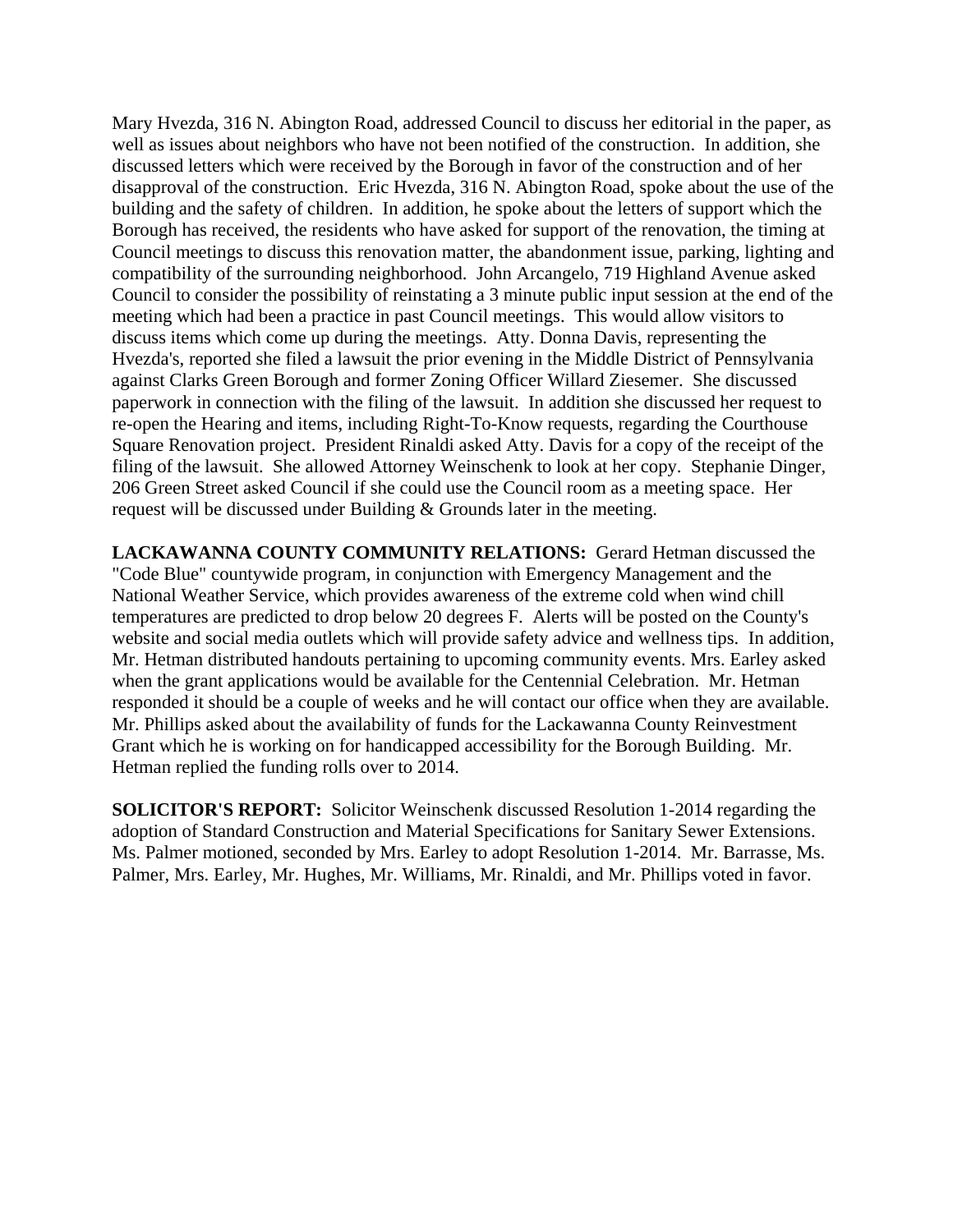Mary Hvezda, 316 N. Abington Road, addressed Council to discuss her editorial in the paper, as well as issues about neighbors who have not been notified of the construction. In addition, she discussed letters which were received by the Borough in favor of the construction and of her disapproval of the construction. Eric Hvezda, 316 N. Abington Road, spoke about the use of the building and the safety of children. In addition, he spoke about the letters of support which the Borough has received, the residents who have asked for support of the renovation, the timing at Council meetings to discuss this renovation matter, the abandonment issue, parking, lighting and compatibility of the surrounding neighborhood. John Arcangelo, 719 Highland Avenue asked Council to consider the possibility of reinstating a 3 minute public input session at the end of the meeting which had been a practice in past Council meetings. This would allow visitors to discuss items which come up during the meetings. Atty. Donna Davis, representing the Hvezda's, reported she filed a lawsuit the prior evening in the Middle District of Pennsylvania against Clarks Green Borough and former Zoning Officer Willard Ziesemer. She discussed paperwork in connection with the filing of the lawsuit. In addition she discussed her request to re-open the Hearing and items, including Right-To-Know requests, regarding the Courthouse Square Renovation project. President Rinaldi asked Atty. Davis for a copy of the receipt of the filing of the lawsuit. She allowed Attorney Weinschenk to look at her copy. Stephanie Dinger, 206 Green Street asked Council if she could use the Council room as a meeting space. Her request will be discussed under Building & Grounds later in the meeting.

**LACKAWANNA COUNTY COMMUNITY RELATIONS:** Gerard Hetman discussed the "Code Blue" countywide program, in conjunction with Emergency Management and the National Weather Service, which provides awareness of the extreme cold when wind chill temperatures are predicted to drop below 20 degrees F. Alerts will be posted on the County's website and social media outlets which will provide safety advice and wellness tips. In addition, Mr. Hetman distributed handouts pertaining to upcoming community events. Mrs. Earley asked when the grant applications would be available for the Centennial Celebration. Mr. Hetman responded it should be a couple of weeks and he will contact our office when they are available. Mr. Phillips asked about the availability of funds for the Lackawanna County Reinvestment Grant which he is working on for handicapped accessibility for the Borough Building. Mr. Hetman replied the funding rolls over to 2014.

**SOLICITOR'S REPORT:** Solicitor Weinschenk discussed Resolution 1-2014 regarding the adoption of Standard Construction and Material Specifications for Sanitary Sewer Extensions. Ms. Palmer motioned, seconded by Mrs. Earley to adopt Resolution 1-2014. Mr. Barrasse, Ms. Palmer, Mrs. Earley, Mr. Hughes, Mr. Williams, Mr. Rinaldi, and Mr. Phillips voted in favor.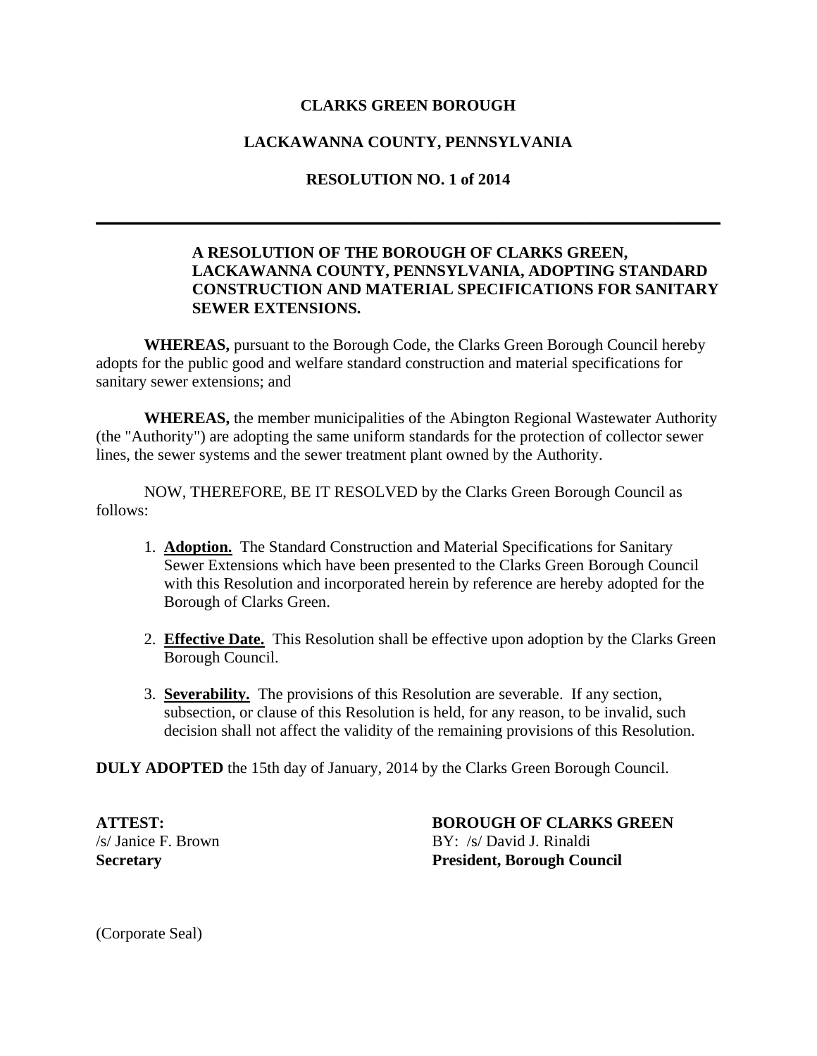**CLARKS GREEN BOROUGH**

**LACKAWANNA COUNTY, PENNSYLVANIA**

**RESOLUTION NO. 1 of 2014**

---

**A RESOLUTION OF THE BOROUGH OF CLARKS GREEN, LACKAWANNA COUNTY, PENNSYLVANIA, ADOPTING STANDARD CONSTRUCTION AND MATERIAL SPECIFICATIONS FOR SANITARY SEWER EXTENSIONS.**

**WHEREAS,** pursuant to the Borough Code, the Clarks Green Borough Council hereby adopts for the public good and welfare standard construction and material specifications for sanitary sewer extensions; and

**WHEREAS,** the member municipalities of the Abington Regional Wastewater Authority (the "Authority") are adopting the same uniform standards for the protection of collector sewer lines, the sewer systems and the sewer treatment plant owned by the Authority.

NOW, THEREFORE, BE IT RESOLVED by the Clarks Green Borough Council as follows:

1. **Adoption.** The Standard Construction and Material Specifications for Sanitary Sewer Extensions which have been presented to the Clarks Green Borough Council with this Resolution and incorporated herein by reference are hereby adopted for the Borough of Clarks Green.

2. **Effective Date.** This Resolution shall be effective upon adoption by the Clarks Green Borough Council.

3. **Severability.** The provisions of this Resolution are severable. If any section, subsection, or clause of this Resolution is held, for any reason, to be invalid, such decision shall not affect the validity of the remaining provisions of this Resolution.

**DULY ADOPTED** the 15th day of January, 2014 by the Clarks Green Borough Council.

**ATTEST:**
/s/ Janice F. Brown
**Secretary**

**BOROUGH OF CLARKS GREEN**
BY: /s/ David J. Rinaldi
**President, Borough Council**

(Corporate Seal)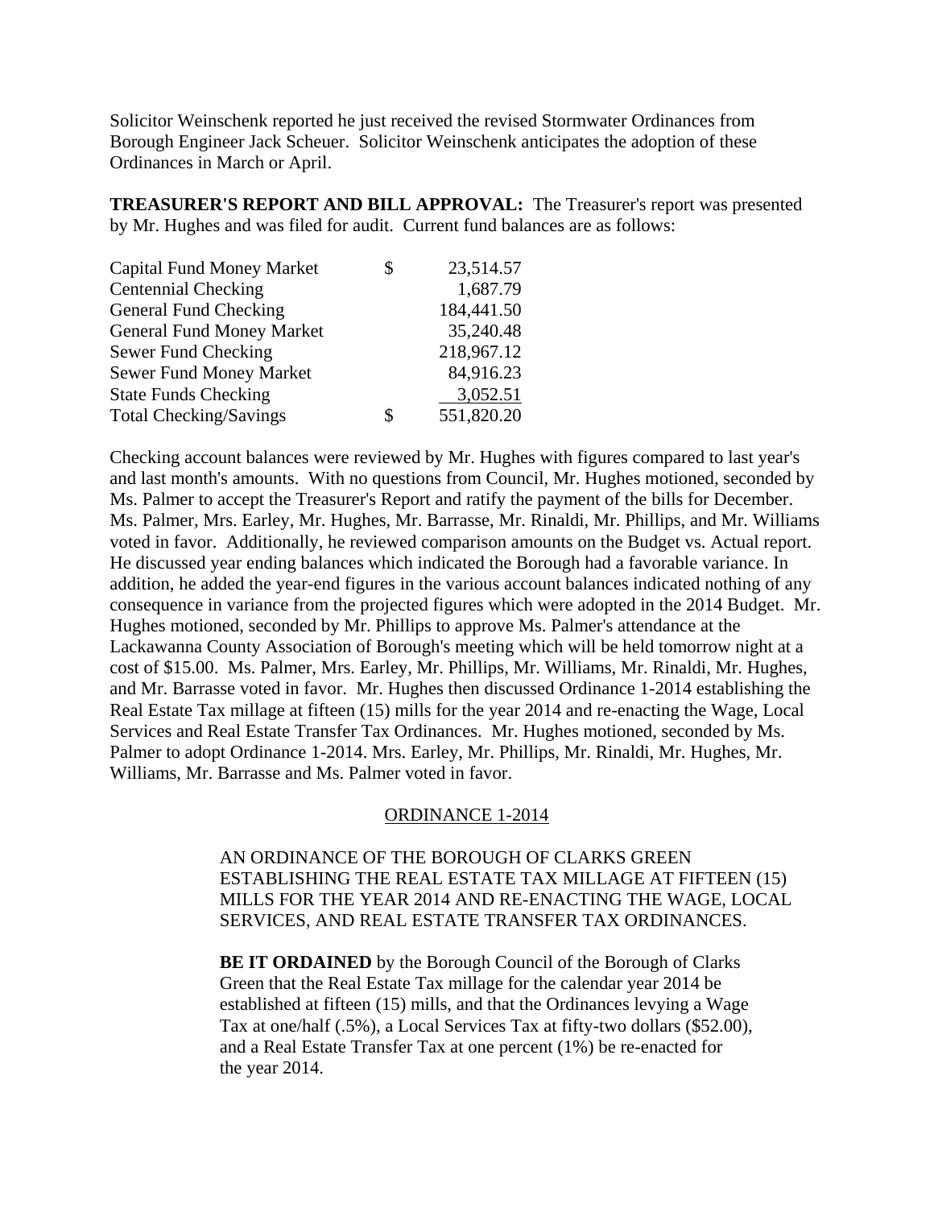Solicitor Weinschenk reported he just received the revised Stormwater Ordinances from Borough Engineer Jack Scheuer. Solicitor Weinschenk anticipates the adoption of these Ordinances in March or April.

**TREASURER'S REPORT AND BILL APPROVAL:** The Treasurer's report was presented by Mr. Hughes and was filed for audit. Current fund balances are as follows:

| | | |
|---|---|---|
| Capital Fund Money Market | $ | 23,514.57 |
| Centennial Checking | | 1,687.79 |
| General Fund Checking | | 184,441.50 |
| General Fund Money Market | | 35,240.48 |
| Sewer Fund Checking | | 218,967.12 |
| Sewer Fund Money Market | | 84,916.23 |
| State Funds Checking | | 3,052.51 |
| Total Checking/Savings | $ | 551,820.20 |

Checking account balances were reviewed by Mr. Hughes with figures compared to last year's and last month's amounts. With no questions from Council, Mr. Hughes motioned, seconded by Ms. Palmer to accept the Treasurer's Report and ratify the payment of the bills for December. Ms. Palmer, Mrs. Earley, Mr. Hughes, Mr. Barrasse, Mr. Rinaldi, Mr. Phillips, and Mr. Williams voted in favor. Additionally, he reviewed comparison amounts on the Budget vs. Actual report. He discussed year ending balances which indicated the Borough had a favorable variance. In addition, he added the year-end figures in the various account balances indicated nothing of any consequence in variance from the projected figures which were adopted in the 2014 Budget. Mr. Hughes motioned, seconded by Mr. Phillips to approve Ms. Palmer's attendance at the Lackawanna County Association of Borough's meeting which will be held tomorrow night at a cost of $15.00. Ms. Palmer, Mrs. Earley, Mr. Phillips, Mr. Williams, Mr. Rinaldi, Mr. Hughes, and Mr. Barrasse voted in favor. Mr. Hughes then discussed Ordinance 1-2014 establishing the Real Estate Tax millage at fifteen (15) mills for the year 2014 and re-enacting the Wage, Local Services and Real Estate Transfer Tax Ordinances. Mr. Hughes motioned, seconded by Ms. Palmer to adopt Ordinance 1-2014. Mrs. Earley, Mr. Phillips, Mr. Rinaldi, Mr. Hughes, Mr. Williams, Mr. Barrasse and Ms. Palmer voted in favor.

ORDINANCE 1-2014

AN ORDINANCE OF THE BOROUGH OF CLARKS GREEN ESTABLISHING THE REAL ESTATE TAX MILLAGE AT FIFTEEN (15) MILLS FOR THE YEAR 2014 AND RE-ENACTING THE WAGE, LOCAL SERVICES, AND REAL ESTATE TRANSFER TAX ORDINANCES.

**BE IT ORDAINED** by the Borough Council of the Borough of Clarks Green that the Real Estate Tax millage for the calendar year 2014 be established at fifteen (15) mills, and that the Ordinances levying a Wage Tax at one/half (.5%), a Local Services Tax at fifty-two dollars ($52.00), and a Real Estate Transfer Tax at one percent (1%) be re-enacted for the year 2014.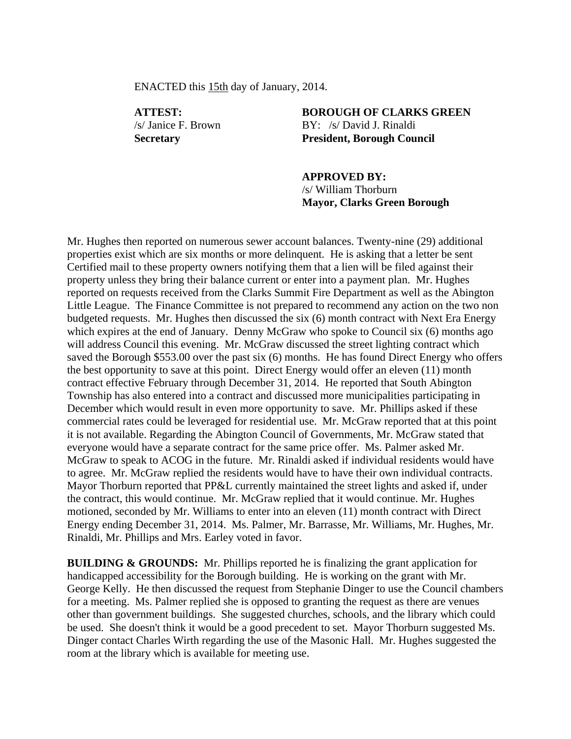ENACTED this 15th day of January, 2014.

| | |
|---|---|
| **ATTEST:** | **BOROUGH OF CLARKS GREEN** |
| /s/ Janice F. Brown | BY: /s/ David J. Rinaldi |
| **Secretary** | **President, Borough Council** |
| | |
| | **APPROVED BY:** |
| | /s/ William Thorburn |
| | **Mayor, Clarks Green Borough** |

Mr. Hughes then reported on numerous sewer account balances. Twenty-nine (29) additional properties exist which are six months or more delinquent. He is asking that a letter be sent Certified mail to these property owners notifying them that a lien will be filed against their property unless they bring their balance current or enter into a payment plan. Mr. Hughes reported on requests received from the Clarks Summit Fire Department as well as the Abington Little League. The Finance Committee is not prepared to recommend any action on the two non budgeted requests. Mr. Hughes then discussed the six (6) month contract with Next Era Energy which expires at the end of January. Denny McGraw who spoke to Council six (6) months ago will address Council this evening. Mr. McGraw discussed the street lighting contract which saved the Borough $553.00 over the past six (6) months. He has found Direct Energy who offers the best opportunity to save at this point. Direct Energy would offer an eleven (11) month contract effective February through December 31, 2014. He reported that South Abington Township has also entered into a contract and discussed more municipalities participating in December which would result in even more opportunity to save. Mr. Phillips asked if these commercial rates could be leveraged for residential use. Mr. McGraw reported that at this point it is not available. Regarding the Abington Council of Governments, Mr. McGraw stated that everyone would have a separate contract for the same price offer. Ms. Palmer asked Mr. McGraw to speak to ACOG in the future. Mr. Rinaldi asked if individual residents would have to agree. Mr. McGraw replied the residents would have to have their own individual contracts. Mayor Thorburn reported that PP&L currently maintained the street lights and asked if, under the contract, this would continue. Mr. McGraw replied that it would continue. Mr. Hughes motioned, seconded by Mr. Williams to enter into an eleven (11) month contract with Direct Energy ending December 31, 2014. Ms. Palmer, Mr. Barrasse, Mr. Williams, Mr. Hughes, Mr. Rinaldi, Mr. Phillips and Mrs. Earley voted in favor.

**BUILDING & GROUNDS:** Mr. Phillips reported he is finalizing the grant application for handicapped accessibility for the Borough building. He is working on the grant with Mr. George Kelly. He then discussed the request from Stephanie Dinger to use the Council chambers for a meeting. Ms. Palmer replied she is opposed to granting the request as there are venues other than government buildings. She suggested churches, schools, and the library which could be used. She doesn't think it would be a good precedent to set. Mayor Thorburn suggested Ms. Dinger contact Charles Wirth regarding the use of the Masonic Hall. Mr. Hughes suggested the room at the library which is available for meeting use.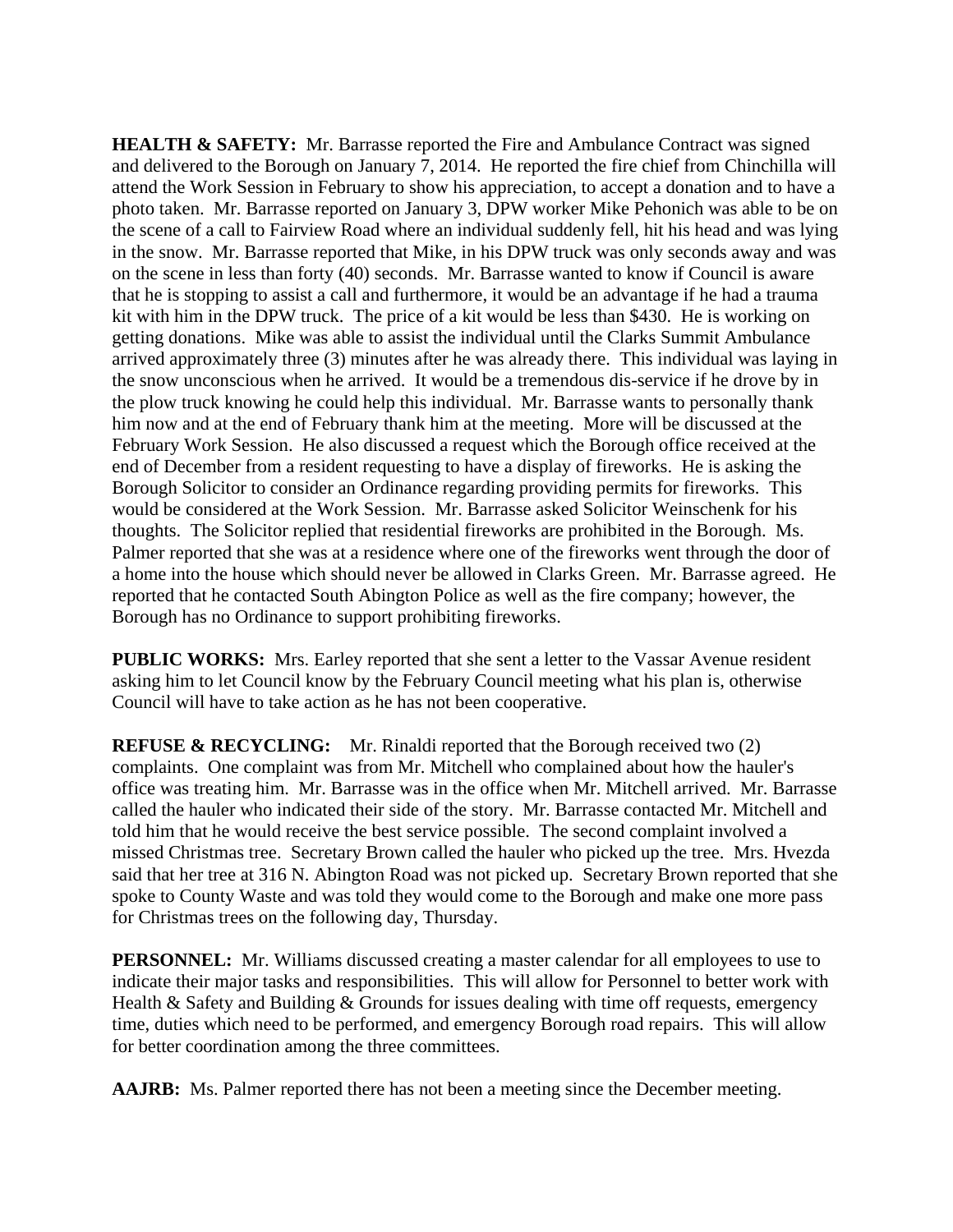**HEALTH & SAFETY:** Mr. Barrasse reported the Fire and Ambulance Contract was signed and delivered to the Borough on January 7, 2014. He reported the fire chief from Chinchilla will attend the Work Session in February to show his appreciation, to accept a donation and to have a photo taken. Mr. Barrasse reported on January 3, DPW worker Mike Pehonich was able to be on the scene of a call to Fairview Road where an individual suddenly fell, hit his head and was lying in the snow. Mr. Barrasse reported that Mike, in his DPW truck was only seconds away and was on the scene in less than forty (40) seconds. Mr. Barrasse wanted to know if Council is aware that he is stopping to assist a call and furthermore, it would be an advantage if he had a trauma kit with him in the DPW truck. The price of a kit would be less than $430. He is working on getting donations. Mike was able to assist the individual until the Clarks Summit Ambulance arrived approximately three (3) minutes after he was already there. This individual was laying in the snow unconscious when he arrived. It would be a tremendous dis-service if he drove by in the plow truck knowing he could help this individual. Mr. Barrasse wants to personally thank him now and at the end of February thank him at the meeting. More will be discussed at the February Work Session. He also discussed a request which the Borough office received at the end of December from a resident requesting to have a display of fireworks. He is asking the Borough Solicitor to consider an Ordinance regarding providing permits for fireworks. This would be considered at the Work Session. Mr. Barrasse asked Solicitor Weinschenk for his thoughts. The Solicitor replied that residential fireworks are prohibited in the Borough. Ms. Palmer reported that she was at a residence where one of the fireworks went through the door of a home into the house which should never be allowed in Clarks Green. Mr. Barrasse agreed. He reported that he contacted South Abington Police as well as the fire company; however, the Borough has no Ordinance to support prohibiting fireworks.

**PUBLIC WORKS:** Mrs. Earley reported that she sent a letter to the Vassar Avenue resident asking him to let Council know by the February Council meeting what his plan is, otherwise Council will have to take action as he has not been cooperative.

**REFUSE & RECYCLING:** Mr. Rinaldi reported that the Borough received two (2) complaints. One complaint was from Mr. Mitchell who complained about how the hauler's office was treating him. Mr. Barrasse was in the office when Mr. Mitchell arrived. Mr. Barrasse called the hauler who indicated their side of the story. Mr. Barrasse contacted Mr. Mitchell and told him that he would receive the best service possible. The second complaint involved a missed Christmas tree. Secretary Brown called the hauler who picked up the tree. Mrs. Hvezda said that her tree at 316 N. Abington Road was not picked up. Secretary Brown reported that she spoke to County Waste and was told they would come to the Borough and make one more pass for Christmas trees on the following day, Thursday.

**PERSONNEL:** Mr. Williams discussed creating a master calendar for all employees to use to indicate their major tasks and responsibilities. This will allow for Personnel to better work with Health & Safety and Building & Grounds for issues dealing with time off requests, emergency time, duties which need to be performed, and emergency Borough road repairs. This will allow for better coordination among the three committees.

**AAJRB:** Ms. Palmer reported there has not been a meeting since the December meeting.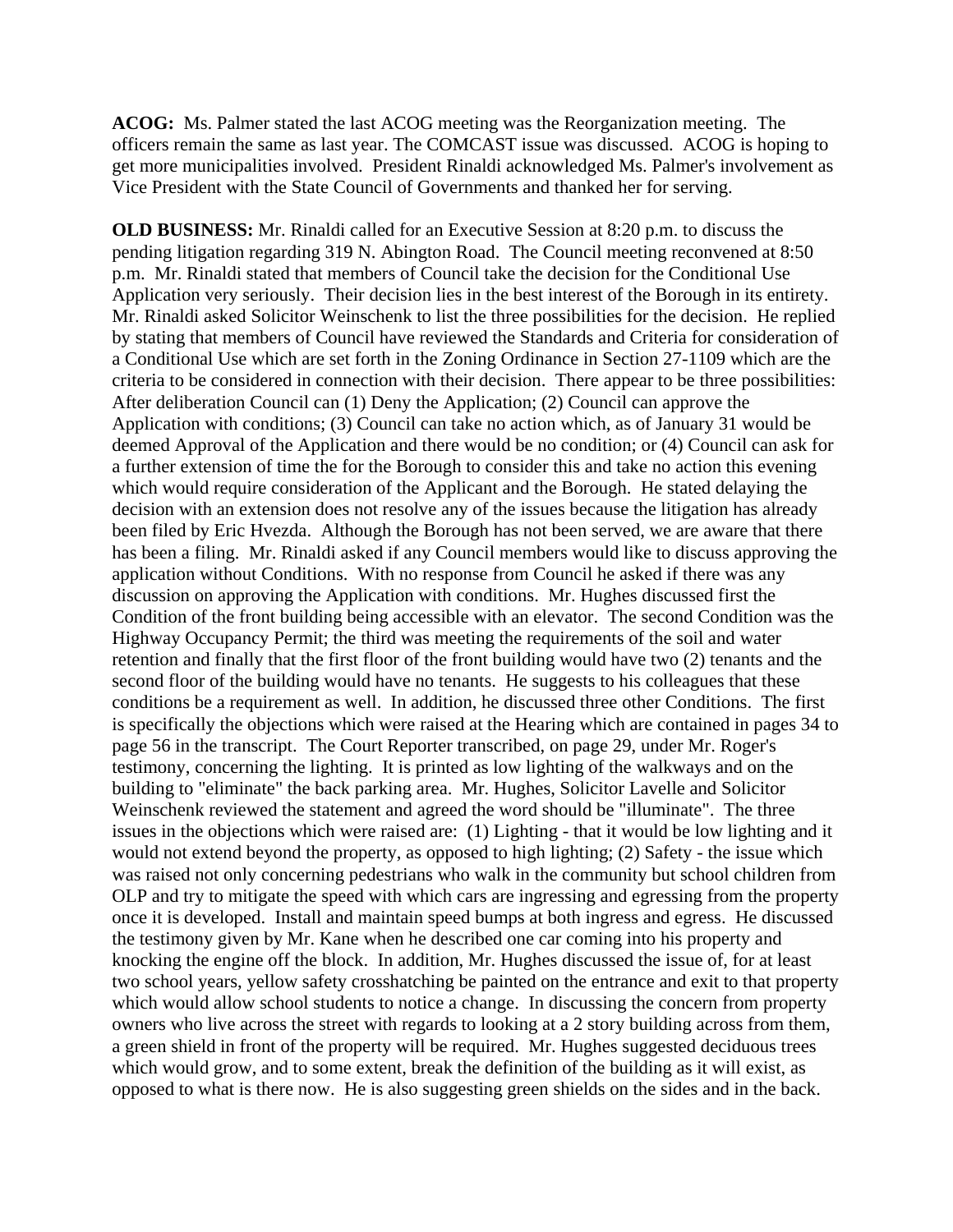**ACOG:** Ms. Palmer stated the last ACOG meeting was the Reorganization meeting. The officers remain the same as last year. The COMCAST issue was discussed. ACOG is hoping to get more municipalities involved. President Rinaldi acknowledged Ms. Palmer's involvement as Vice President with the State Council of Governments and thanked her for serving.

**OLD BUSINESS:** Mr. Rinaldi called for an Executive Session at 8:20 p.m. to discuss the pending litigation regarding 319 N. Abington Road. The Council meeting reconvened at 8:50 p.m. Mr. Rinaldi stated that members of Council take the decision for the Conditional Use Application very seriously. Their decision lies in the best interest of the Borough in its entirety. Mr. Rinaldi asked Solicitor Weinschenk to list the three possibilities for the decision. He replied by stating that members of Council have reviewed the Standards and Criteria for consideration of a Conditional Use which are set forth in the Zoning Ordinance in Section 27-1109 which are the criteria to be considered in connection with their decision. There appear to be three possibilities: After deliberation Council can (1) Deny the Application; (2) Council can approve the Application with conditions; (3) Council can take no action which, as of January 31 would be deemed Approval of the Application and there would be no condition; or (4) Council can ask for a further extension of time the for the Borough to consider this and take no action this evening which would require consideration of the Applicant and the Borough. He stated delaying the decision with an extension does not resolve any of the issues because the litigation has already been filed by Eric Hvezda. Although the Borough has not been served, we are aware that there has been a filing. Mr. Rinaldi asked if any Council members would like to discuss approving the application without Conditions. With no response from Council he asked if there was any discussion on approving the Application with conditions. Mr. Hughes discussed first the Condition of the front building being accessible with an elevator. The second Condition was the Highway Occupancy Permit; the third was meeting the requirements of the soil and water retention and finally that the first floor of the front building would have two (2) tenants and the second floor of the building would have no tenants. He suggests to his colleagues that these conditions be a requirement as well. In addition, he discussed three other Conditions. The first is specifically the objections which were raised at the Hearing which are contained in pages 34 to page 56 in the transcript. The Court Reporter transcribed, on page 29, under Mr. Roger's testimony, concerning the lighting. It is printed as low lighting of the walkways and on the building to "eliminate" the back parking area. Mr. Hughes, Solicitor Lavelle and Solicitor Weinschenk reviewed the statement and agreed the word should be "illuminate". The three issues in the objections which were raised are: (1) Lighting - that it would be low lighting and it would not extend beyond the property, as opposed to high lighting; (2) Safety - the issue which was raised not only concerning pedestrians who walk in the community but school children from OLP and try to mitigate the speed with which cars are ingressing and egressing from the property once it is developed. Install and maintain speed bumps at both ingress and egress. He discussed the testimony given by Mr. Kane when he described one car coming into his property and knocking the engine off the block. In addition, Mr. Hughes discussed the issue of, for at least two school years, yellow safety crosshatching be painted on the entrance and exit to that property which would allow school students to notice a change. In discussing the concern from property owners who live across the street with regards to looking at a 2 story building across from them, a green shield in front of the property will be required. Mr. Hughes suggested deciduous trees which would grow, and to some extent, break the definition of the building as it will exist, as opposed to what is there now. He is also suggesting green shields on the sides and in the back.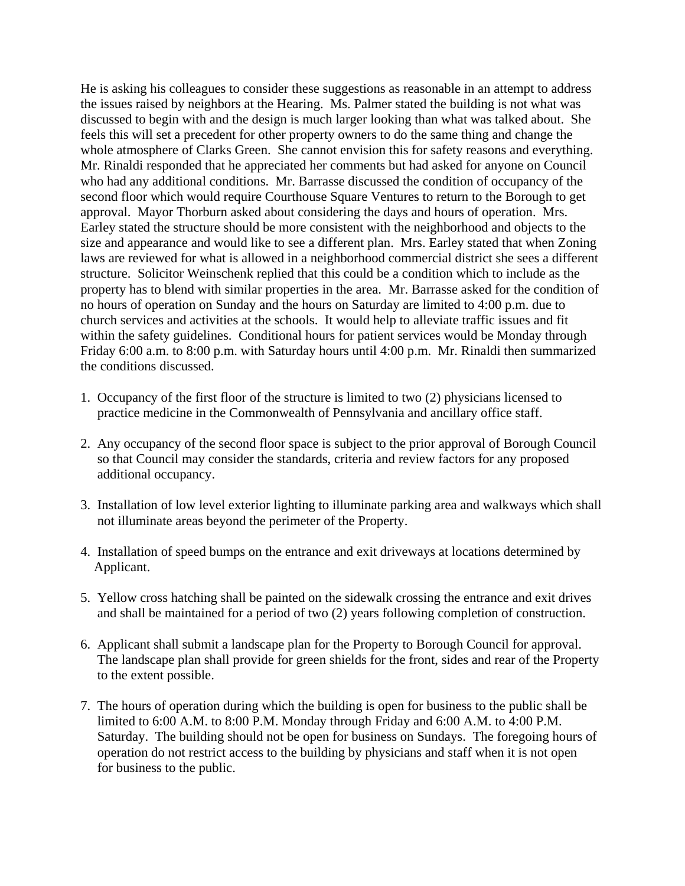He is asking his colleagues to consider these suggestions as reasonable in an attempt to address the issues raised by neighbors at the Hearing. Ms. Palmer stated the building is not what was discussed to begin with and the design is much larger looking than what was talked about. She feels this will set a precedent for other property owners to do the same thing and change the whole atmosphere of Clarks Green. She cannot envision this for safety reasons and everything. Mr. Rinaldi responded that he appreciated her comments but had asked for anyone on Council who had any additional conditions. Mr. Barrasse discussed the condition of occupancy of the second floor which would require Courthouse Square Ventures to return to the Borough to get approval. Mayor Thorburn asked about considering the days and hours of operation. Mrs. Earley stated the structure should be more consistent with the neighborhood and objects to the size and appearance and would like to see a different plan. Mrs. Earley stated that when Zoning laws are reviewed for what is allowed in a neighborhood commercial district she sees a different structure. Solicitor Weinschenk replied that this could be a condition which to include as the property has to blend with similar properties in the area. Mr. Barrasse asked for the condition of no hours of operation on Sunday and the hours on Saturday are limited to 4:00 p.m. due to church services and activities at the schools. It would help to alleviate traffic issues and fit within the safety guidelines. Conditional hours for patient services would be Monday through Friday 6:00 a.m. to 8:00 p.m. with Saturday hours until 4:00 p.m. Mr. Rinaldi then summarized the conditions discussed.

1. Occupancy of the first floor of the structure is limited to two (2) physicians licensed to practice medicine in the Commonwealth of Pennsylvania and ancillary office staff.

2. Any occupancy of the second floor space is subject to the prior approval of Borough Council so that Council may consider the standards, criteria and review factors for any proposed additional occupancy.

3. Installation of low level exterior lighting to illuminate parking area and walkways which shall not illuminate areas beyond the perimeter of the Property.

4. Installation of speed bumps on the entrance and exit driveways at locations determined by Applicant.

5. Yellow cross hatching shall be painted on the sidewalk crossing the entrance and exit drives and shall be maintained for a period of two (2) years following completion of construction.

6. Applicant shall submit a landscape plan for the Property to Borough Council for approval. The landscape plan shall provide for green shields for the front, sides and rear of the Property to the extent possible.

7. The hours of operation during which the building is open for business to the public shall be limited to 6:00 A.M. to 8:00 P.M. Monday through Friday and 6:00 A.M. to 4:00 P.M. Saturday. The building should not be open for business on Sundays. The foregoing hours of operation do not restrict access to the building by physicians and staff when it is not open for business to the public.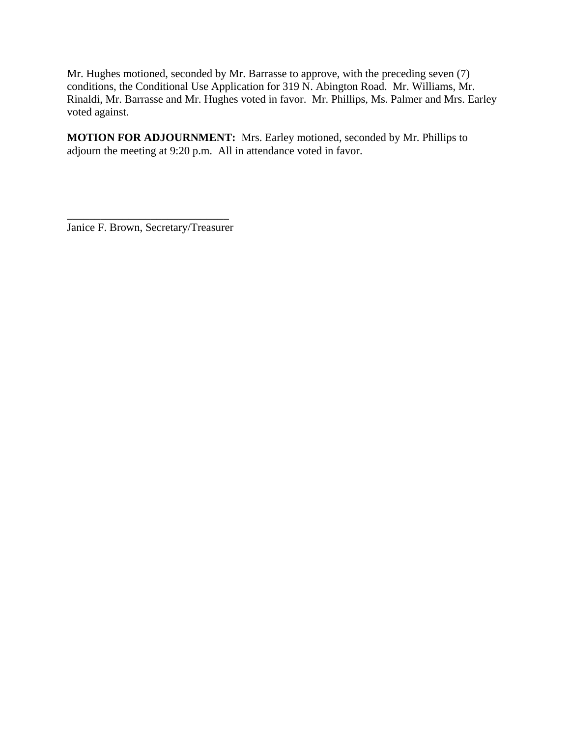Mr. Hughes motioned, seconded by Mr. Barrasse to approve, with the preceding seven (7) conditions, the Conditional Use Application for 319 N. Abington Road.  Mr. Williams, Mr. Rinaldi, Mr. Barrasse and Mr. Hughes voted in favor.  Mr. Phillips, Ms. Palmer and Mrs. Earley voted against.

**MOTION FOR ADJOURNMENT:**  Mrs. Earley motioned, seconded by Mr. Phillips to adjourn the meeting at 9:20 p.m.  All in attendance voted in favor.

\_\_\_\_\_\_\_\_\_\_\_\_\_\_\_\_\_\_\_\_\_\_\_\_\_\_\_\_\_\_

Janice F. Brown, Secretary/Treasurer